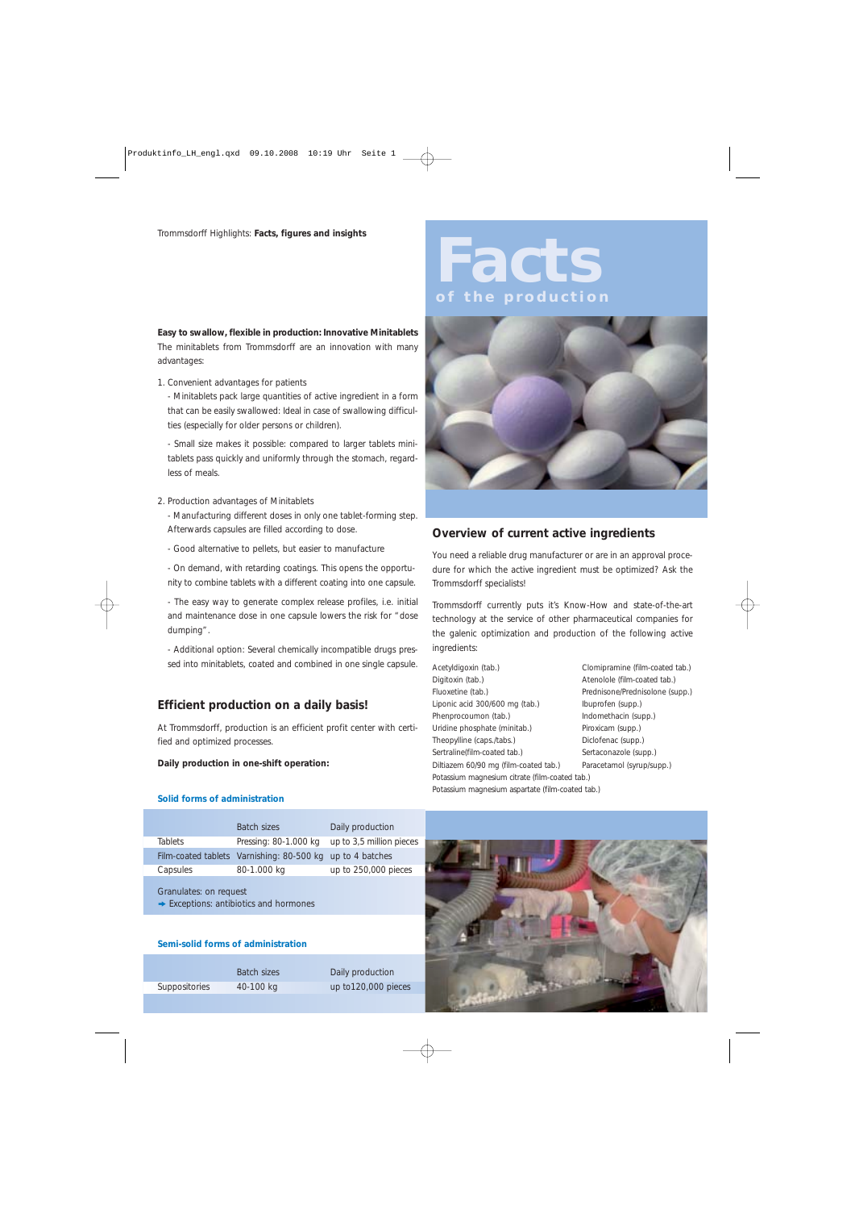Trommsdorff Highlights: **Facts, figures and insights**

# Facts

## of the production

**Easy to swallow, flexible in production: Innovative Minitablets**

The minitablets from Trommsdorff are an innovation with many advantages:

1. Convenient advantages for patients
   - Minitablets pack large quantities of active ingredient in a form that can be easily swallowed: Ideal in case of swallowing difficulties (especially for older persons or children).
   - Small size makes it possible: compared to larger tablets minitablets pass quickly and uniformly through the stomach, regardless of meals.

2. Production advantages of Minitablets
   - Manufacturing different doses in only one tablet-forming step. Afterwards capsules are filled according to dose.
   - Good alternative to pellets, but easier to manufacture
   - On demand, with retarding coatings. This opens the opportunity to combine tablets with a different coating into one capsule.
   - The easy way to generate complex release profiles, i.e. initial and maintenance dose in one capsule lowers the risk for "dose dumping".
   - Additional option: Several chemically incompatible drugs pressed into minitablets, coated and combined in one single capsule.

## Efficient production on a daily basis!

At Trommsdorff, production is an efficient profit center with certified and optimized processes.

**Daily production in one-shift operation:**

### Solid forms of administration

| | Batch sizes | Daily production |
|---|---|---|
| Tablets | Pressing: 80-1.000 kg | up to 3,5 million pieces |
| Film-coated tablets | Varnishing: 80-500 kg | up to 4 batches |
| Capsules | 80-1.000 kg | up to 250,000 pieces |

Granulates: on request
➔ Exceptions: antibiotics and hormones

### Semi-solid forms of administration

| | Batch sizes | Daily production |
|---|---|---|
| Suppositories | 40-100 kg | up to120,000 pieces |

## Overview of current active ingredients

You need a reliable drug manufacturer or are in an approval procedure for which the active ingredient must be optimized? Ask the Trommsdorff specialists!

Trommsdorff currently puts it's Know-How and state-of-the-art technology at the service of other pharmaceutical companies for the galenic optimization and production of the following active ingredients:

- Acetyldigoxin (tab.)
- Digitoxin (tab.)
- Fluoxetine (tab.)
- Liponic acid 300/600 mg (tab.)
- Phenprocoumon (tab.)
- Uridine phosphate (minitab.)
- Theopylline (caps./tabs.)
- Sertraline(film-coated tab.)
- Diltiazem 60/90 mg (film-coated tab.)
- Clomipramine (film-coated tab.)
- Atenolole (film-coated tab.)
- Prednisone/Prednisolone (supp.)
- Ibuprofen (supp.)
- Indomethacin (supp.)
- Piroxicam (supp.)
- Diclofenac (supp.)
- Sertaconazole (supp.)
- Paracetamol (syrup/supp.)
- Potassium magnesium citrate (film-coated tab.)
- Potassium magnesium aspartate (film-coated tab.)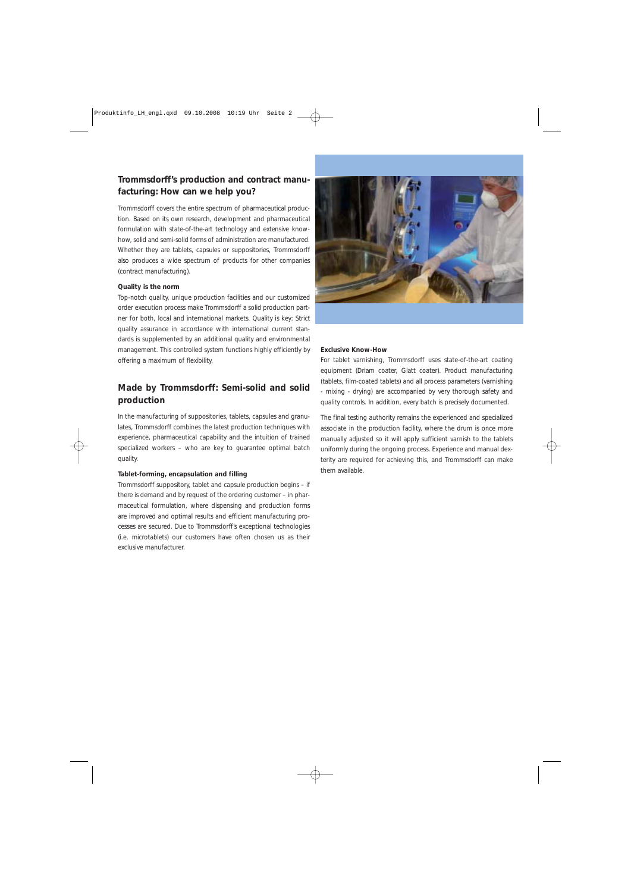## Trommsdorff's production and contract manufacturing: How can we help you?

Trommsdorff covers the entire spectrum of pharmaceutical production. Based on its own research, development and pharmaceutical formulation with state-of-the-art technology and extensive know-how, solid and semi-solid forms of administration are manufactured. Whether they are tablets, capsules or suppositories, Trommsdorff also produces a wide spectrum of products for other companies (contract manufacturing).

**Quality is the norm**

Top-notch quality, unique production facilities and our customized order execution process make Trommsdorff a solid production partner for both, local and international markets. Quality is key: Strict quality assurance in accordance with international current standards is supplemented by an additional quality and environmental management. This controlled system functions highly efficiently by offering a maximum of flexibility.

## Made by Trommsdorff: Semi-solid and solid production

In the manufacturing of suppositories, tablets, capsules and granulates, Trommsdorff combines the latest production techniques with experience, pharmaceutical capability and the intuition of trained specialized workers – who are key to guarantee optimal batch quality.

**Tablet-forming, encapsulation and filling**

Trommsdorff suppository, tablet and capsule production begins – if there is demand and by request of the ordering customer – in pharmaceutical formulation, where dispensing and production forms are improved and optimal results and efficient manufacturing processes are secured. Due to Trommsdorff's exceptional technologies (i.e. microtablets) our customers have often chosen us as their exclusive manufacturer.

**Exclusive Know-How**

For tablet varnishing, Trommsdorff uses state-of-the-art coating equipment (Driam coater, Glatt coater). Product manufacturing (tablets, film-coated tablets) and all process parameters (varnishing - mixing - drying) are accompanied by very thorough safety and quality controls. In addition, every batch is precisely documented.

The final testing authority remains the experienced and specialized associate in the production facility, where the drum is once more manually adjusted so it will apply sufficient varnish to the tablets uniformly during the ongoing process. Experience and manual dexterity are required for achieving this, and Trommsdorff can make them available.